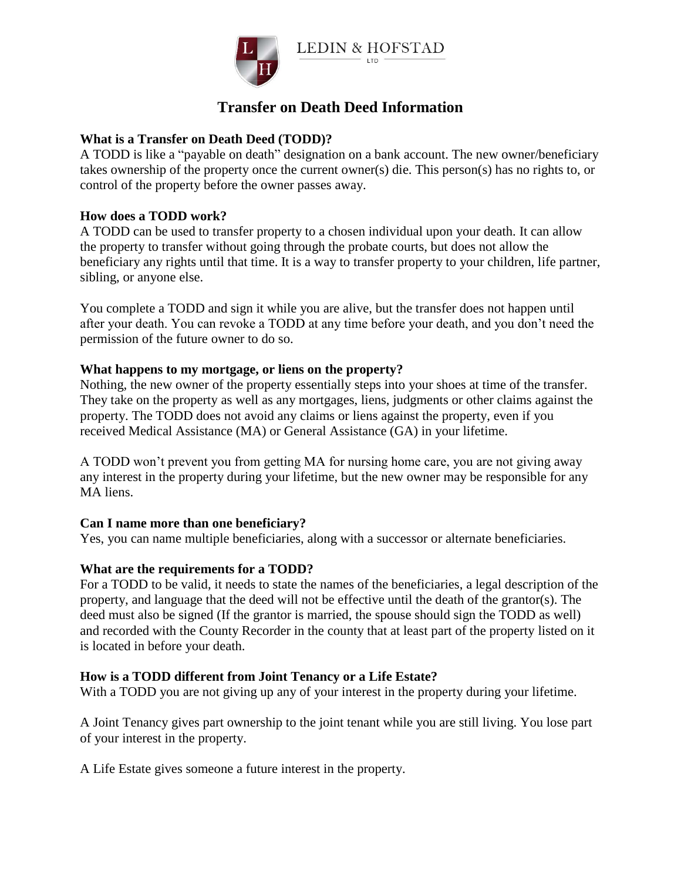LEDIN & HOFSTAD LTD

# Transfer on Death Deed Information

**What is a Transfer on Death Deed (TODD)?**
A TODD is like a "payable on death" designation on a bank account. The new owner/beneficiary takes ownership of the property once the current owner(s) die. This person(s) has no rights to, or control of the property before the owner passes away.

**How does a TODD work?**
A TODD can be used to transfer property to a chosen individual upon your death. It can allow the property to transfer without going through the probate courts, but does not allow the beneficiary any rights until that time. It is a way to transfer property to your children, life partner, sibling, or anyone else.

You complete a TODD and sign it while you are alive, but the transfer does not happen until after your death. You can revoke a TODD at any time before your death, and you don't need the permission of the future owner to do so.

**What happens to my mortgage, or liens on the property?**
Nothing, the new owner of the property essentially steps into your shoes at time of the transfer. They take on the property as well as any mortgages, liens, judgments or other claims against the property. The TODD does not avoid any claims or liens against the property, even if you received Medical Assistance (MA) or General Assistance (GA) in your lifetime.

A TODD won't prevent you from getting MA for nursing home care, you are not giving away any interest in the property during your lifetime, but the new owner may be responsible for any MA liens.

**Can I name more than one beneficiary?**
Yes, you can name multiple beneficiaries, along with a successor or alternate beneficiaries.

**What are the requirements for a TODD?**
For a TODD to be valid, it needs to state the names of the beneficiaries, a legal description of the property, and language that the deed will not be effective until the death of the grantor(s). The deed must also be signed (If the grantor is married, the spouse should sign the TODD as well) and recorded with the County Recorder in the county that at least part of the property listed on it is located in before your death.

**How is a TODD different from Joint Tenancy or a Life Estate?**
With a TODD you are not giving up any of your interest in the property during your lifetime.

A Joint Tenancy gives part ownership to the joint tenant while you are still living. You lose part of your interest in the property.

A Life Estate gives someone a future interest in the property.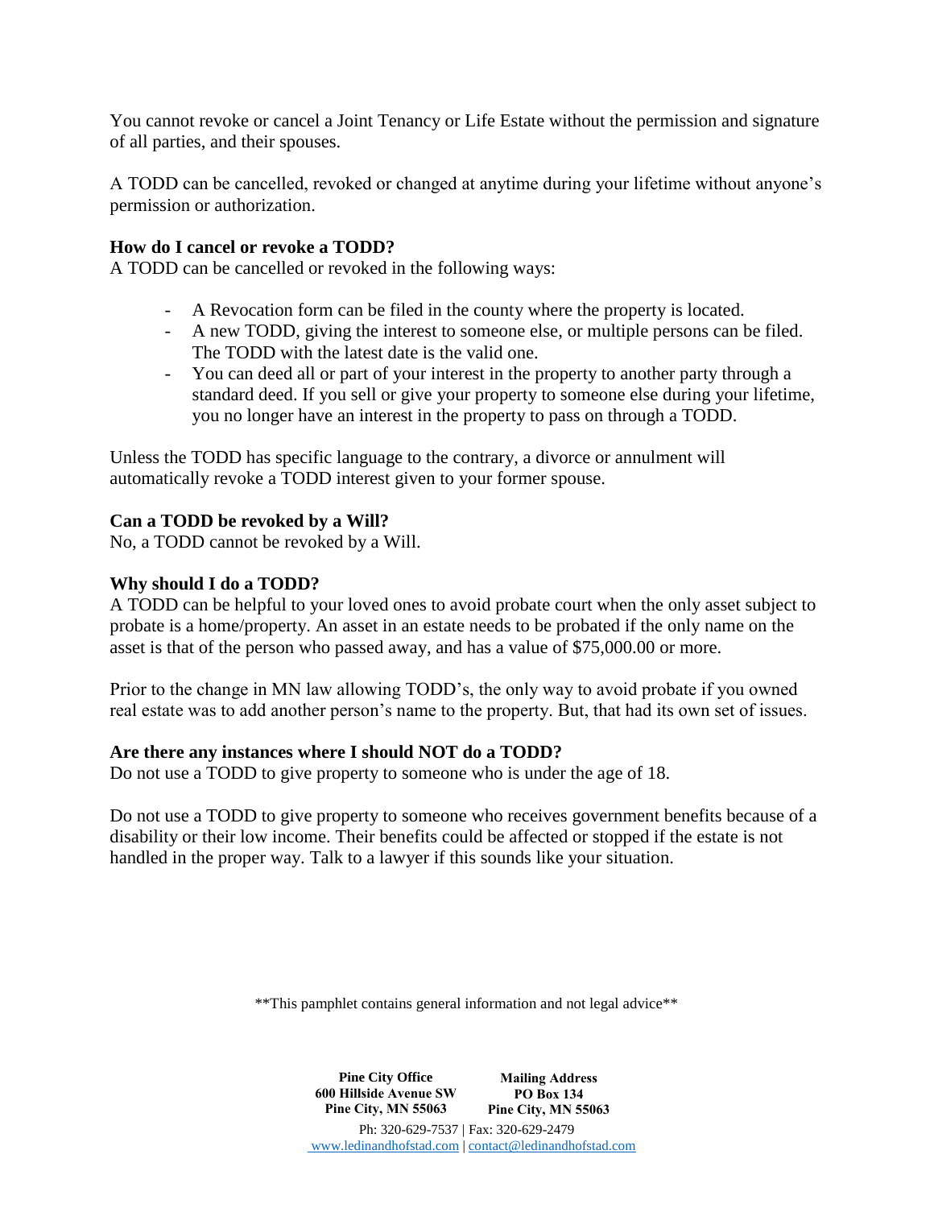You cannot revoke or cancel a Joint Tenancy or Life Estate without the permission and signature of all parties, and their spouses.

A TODD can be cancelled, revoked or changed at anytime during your lifetime without anyone's permission or authorization.

**How do I cancel or revoke a TODD?**
A TODD can be cancelled or revoked in the following ways:

- A Revocation form can be filed in the county where the property is located.
- A new TODD, giving the interest to someone else, or multiple persons can be filed. The TODD with the latest date is the valid one.
- You can deed all or part of your interest in the property to another party through a standard deed. If you sell or give your property to someone else during your lifetime, you no longer have an interest in the property to pass on through a TODD.

Unless the TODD has specific language to the contrary, a divorce or annulment will automatically revoke a TODD interest given to your former spouse.

**Can a TODD be revoked by a Will?**
No, a TODD cannot be revoked by a Will.

**Why should I do a TODD?**
A TODD can be helpful to your loved ones to avoid probate court when the only asset subject to probate is a home/property. An asset in an estate needs to be probated if the only name on the asset is that of the person who passed away, and has a value of $75,000.00 or more.

Prior to the change in MN law allowing TODD's, the only way to avoid probate if you owned real estate was to add another person's name to the property. But, that had its own set of issues.

**Are there any instances where I should NOT do a TODD?**
Do not use a TODD to give property to someone who is under the age of 18.

Do not use a TODD to give property to someone who receives government benefits because of a disability or their low income. Their benefits could be affected or stopped if the estate is not handled in the proper way. Talk to a lawyer if this sounds like your situation.

**This pamphlet contains general information and not legal advice**

**Pine City Office**
**600 Hillside Avenue SW**
**Pine City, MN 55063**

**Mailing Address**
**PO Box 134**
**Pine City, MN 55063**

Ph: 320-629-7537 | Fax: 320-629-2479
www.ledinandhofstad.com | contact@ledinandhofstad.com